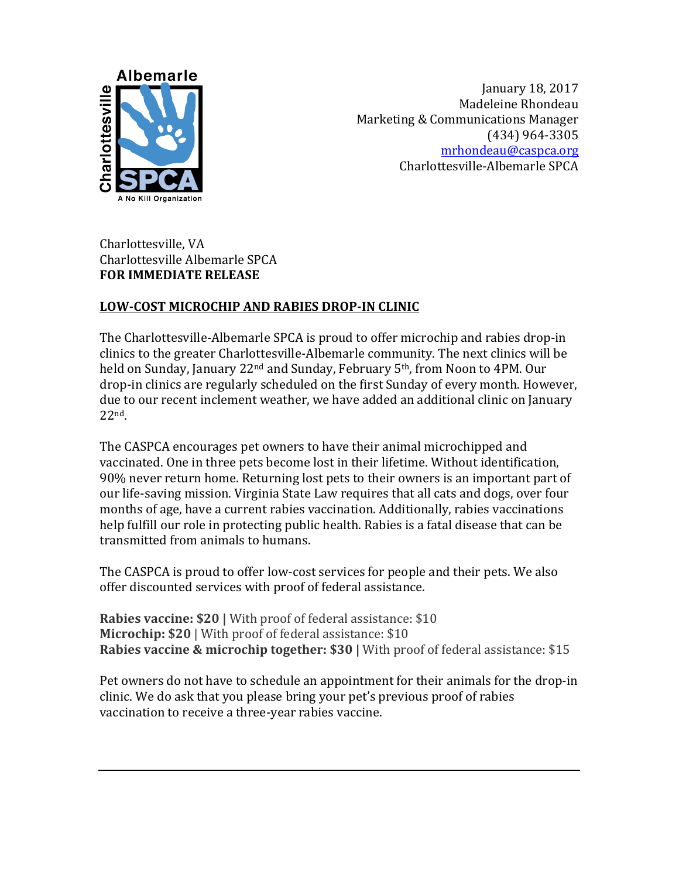January 18, 2017
Madeleine Rhondeau
Marketing & Communications Manager
(434) 964-3305
mrhondeau@caspca.org
Charlottesville-Albemarle SPCA

Charlottesville, VA
Charlottesville Albemarle SPCA
**FOR IMMEDIATE RELEASE**

## LOW-COST MICROCHIP AND RABIES DROP-IN CLINIC

The Charlottesville-Albemarle SPCA is proud to offer microchip and rabies drop-in clinics to the greater Charlottesville-Albemarle community. The next clinics will be held on Sunday, January 22nd and Sunday, February 5th, from Noon to 4PM. Our drop-in clinics are regularly scheduled on the first Sunday of every month. However, due to our recent inclement weather, we have added an additional clinic on January 22nd.

The CASPCA encourages pet owners to have their animal microchipped and vaccinated. One in three pets become lost in their lifetime. Without identification, 90% never return home. Returning lost pets to their owners is an important part of our life-saving mission. Virginia State Law requires that all cats and dogs, over four months of age, have a current rabies vaccination. Additionally, rabies vaccinations help fulfill our role in protecting public health. Rabies is a fatal disease that can be transmitted from animals to humans.

The CASPCA is proud to offer low-cost services for people and their pets. We also offer discounted services with proof of federal assistance.

**Rabies vaccine: $20 |** With proof of federal assistance: $10
**Microchip: $20** | With proof of federal assistance: $10
**Rabies vaccine & microchip together: $30 |** With proof of federal assistance: $15

Pet owners do not have to schedule an appointment for their animals for the drop-in clinic. We do ask that you please bring your pet's previous proof of rabies vaccination to receive a three-year rabies vaccine.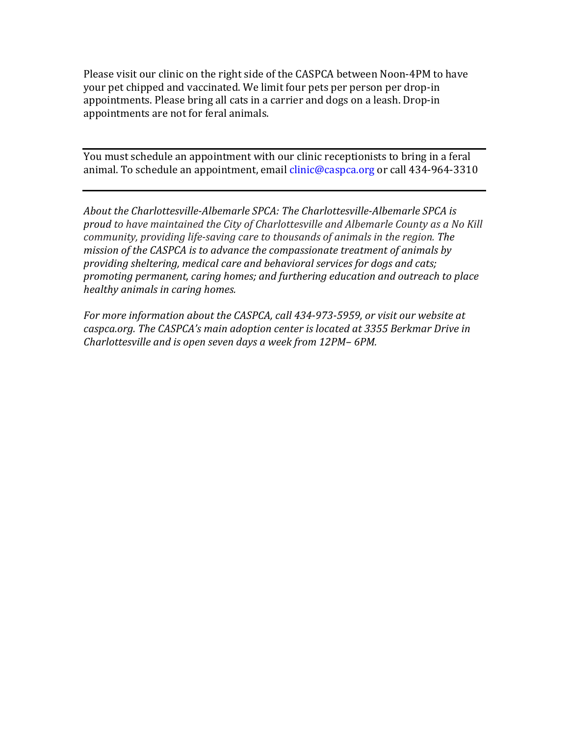Please visit our clinic on the right side of the CASPCA between Noon-4PM to have your pet chipped and vaccinated. We limit four pets per person per drop-in appointments. Please bring all cats in a carrier and dogs on a leash. Drop-in appointments are not for feral animals.

---

You must schedule an appointment with our clinic receptionists to bring in a feral animal. To schedule an appointment, email clinic@caspca.org or call 434-964-3310

---

*About the Charlottesville-Albemarle SPCA: The Charlottesville-Albemarle SPCA is proud to have maintained the City of Charlottesville and Albemarle County as a No Kill community, providing life-saving care to thousands of animals in the region. The mission of the CASPCA is to advance the compassionate treatment of animals by providing sheltering, medical care and behavioral services for dogs and cats; promoting permanent, caring homes; and furthering education and outreach to place healthy animals in caring homes.*

*For more information about the CASPCA, call 434-973-5959, or visit our website at caspca.org. The CASPCA's main adoption center is located at 3355 Berkmar Drive in Charlottesville and is open seven days a week from 12PM– 6PM.*